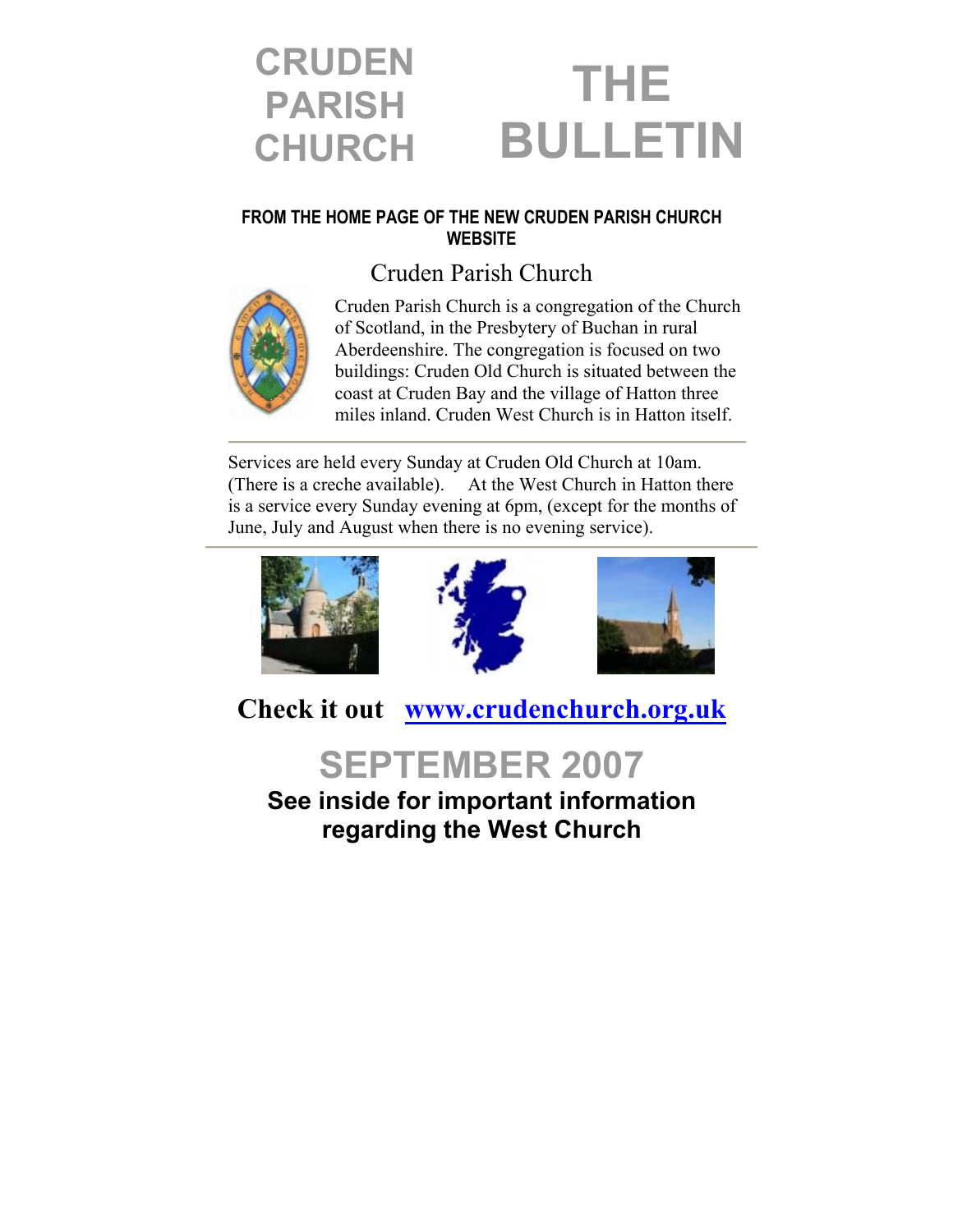# CRUDEN PARISH CHURCH

# THE BULLETIN

**FROM THE HOME PAGE OF THE NEW CRUDEN PARISH CHURCH WEBSITE**

## Cruden Parish Church

Cruden Parish Church is a congregation of the Church of Scotland, in the Presbytery of Buchan in rural Aberdeenshire. The congregation is focused on two buildings: Cruden Old Church is situated between the coast at Cruden Bay and the village of Hatton three miles inland. Cruden West Church is in Hatton itself.

---

Services are held every Sunday at Cruden Old Church at 10am. (There is a creche available). At the West Church in Hatton there is a service every Sunday evening at 6pm, (except for the months of June, July and August when there is no evening service).

---

**Check it out** [**www.crudenchurch.org.uk**](http://www.crudenchurch.org.uk)

# SEPTEMBER 2007

**See inside for important information regarding the West Church**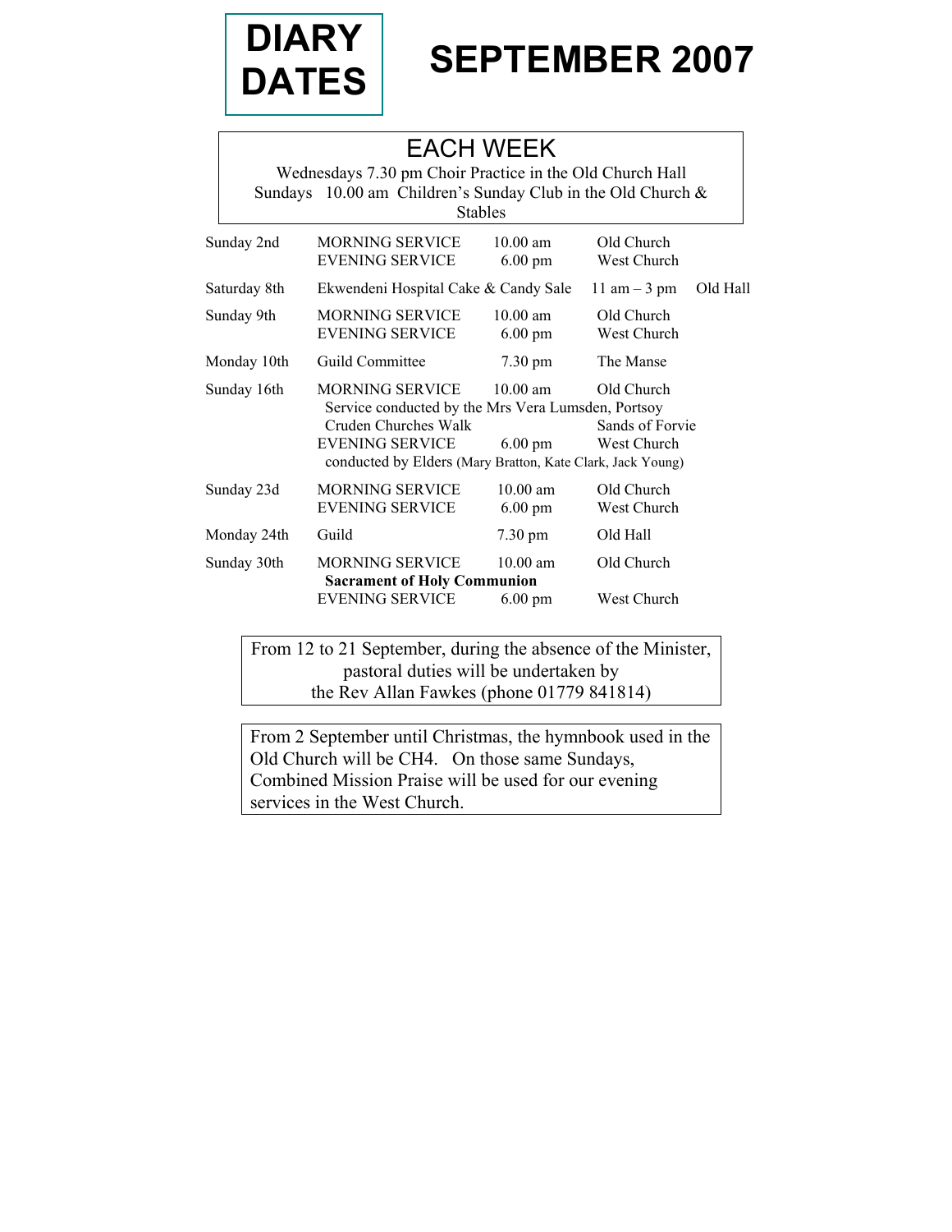# DIARY DATES

# SEPTEMBER 2007

## EACH WEEK

Wednesdays 7.30 pm Choir Practice in the Old Church Hall
Sundays 10.00 am Children's Sunday Club in the Old Church & Stables

| | | | | |
|---|---|---|---|---|
| Sunday 2nd | MORNING SERVICE | 10.00 am | Old Church | |
| | EVENING SERVICE | 6.00 pm | West Church | |
| Saturday 8th | Ekwendeni Hospital Cake & Candy Sale | | 11 am – 3 pm | Old Hall |
| Sunday 9th | MORNING SERVICE | 10.00 am | Old Church | |
| | EVENING SERVICE | 6.00 pm | West Church | |
| Monday 10th | Guild Committee | 7.30 pm | The Manse | |
| Sunday 16th | MORNING SERVICE | 10.00 am | Old Church | |
| | Service conducted by the Mrs Vera Lumsden, Portsoy | | | |
| | Cruden Churches Walk | | Sands of Forvie | |
| | EVENING SERVICE | 6.00 pm | West Church | |
| | conducted by Elders (Mary Bratton, Kate Clark, Jack Young) | | | |
| Sunday 23d | MORNING SERVICE | 10.00 am | Old Church | |
| | EVENING SERVICE | 6.00 pm | West Church | |
| Monday 24th | Guild | 7.30 pm | Old Hall | |
| Sunday 30th | MORNING SERVICE | 10.00 am | Old Church | |
| | **Sacrament of Holy Communion** | | | |
| | EVENING SERVICE | 6.00 pm | West Church | |

From 12 to 21 September, during the absence of the Minister, pastoral duties will be undertaken by the Rev Allan Fawkes (phone 01779 841814)

From 2 September until Christmas, the hymnbook used in the Old Church will be CH4. On those same Sundays, Combined Mission Praise will be used for our evening services in the West Church.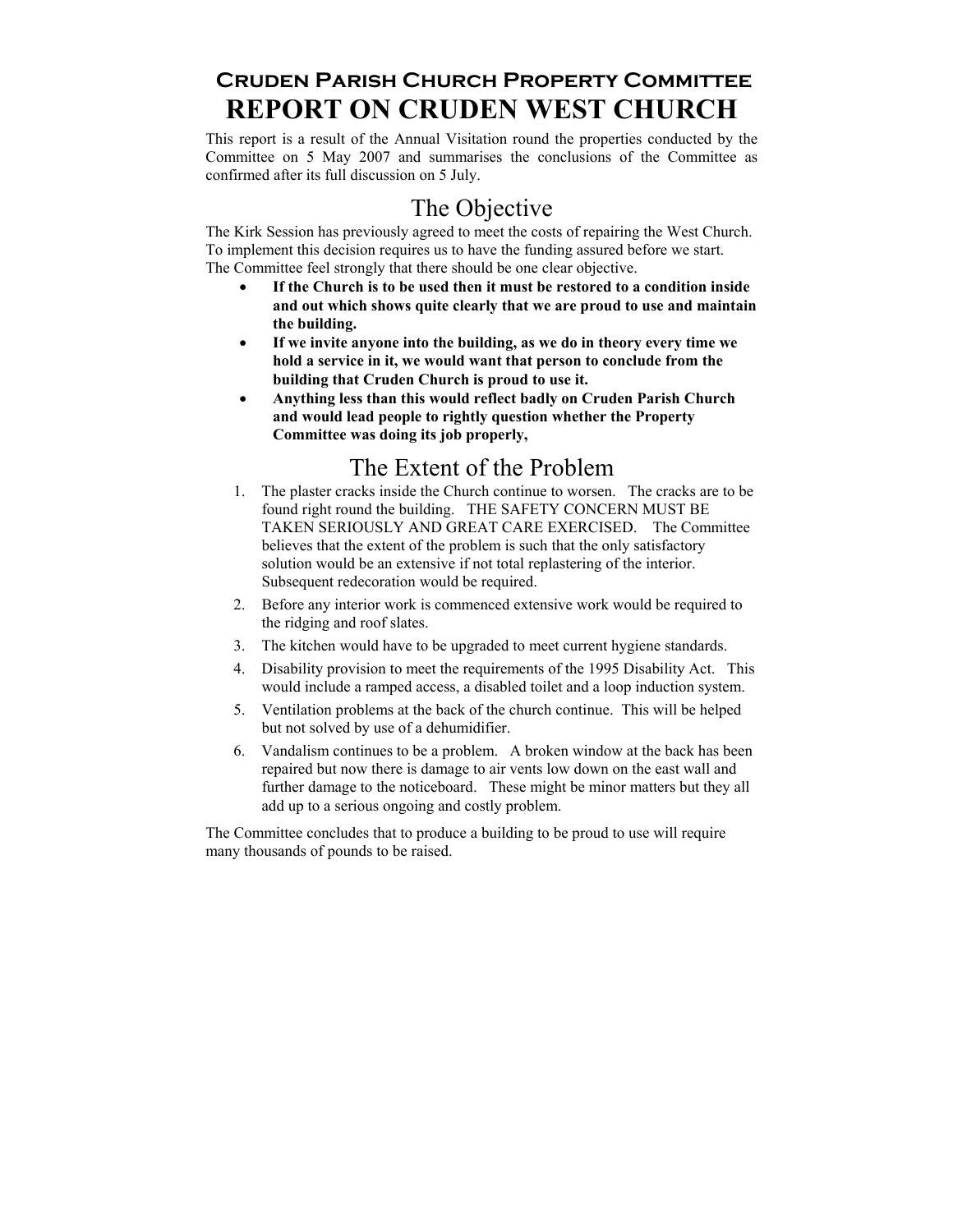# Cruden Parish Church Property Committee

# REPORT ON CRUDEN WEST CHURCH

This report is a result of the Annual Visitation round the properties conducted by the Committee on 5 May 2007 and summarises the conclusions of the Committee as confirmed after its full discussion on 5 July.

## The Objective

The Kirk Session has previously agreed to meet the costs of repairing the West Church. To implement this decision requires us to have the funding assured before we start. The Committee feel strongly that there should be one clear objective.

- **If the Church is to be used then it must be restored to a condition inside and out which shows quite clearly that we are proud to use and maintain the building.**
- **If we invite anyone into the building, as we do in theory every time we hold a service in it, we would want that person to conclude from the building that Cruden Church is proud to use it.**
- **Anything less than this would reflect badly on Cruden Parish Church and would lead people to rightly question whether the Property Committee was doing its job properly,**

## The Extent of the Problem

1. The plaster cracks inside the Church continue to worsen. The cracks are to be found right round the building. THE SAFETY CONCERN MUST BE TAKEN SERIOUSLY AND GREAT CARE EXERCISED. The Committee believes that the extent of the problem is such that the only satisfactory solution would be an extensive if not total replastering of the interior. Subsequent redecoration would be required.
2. Before any interior work is commenced extensive work would be required to the ridging and roof slates.
3. The kitchen would have to be upgraded to meet current hygiene standards.
4. Disability provision to meet the requirements of the 1995 Disability Act. This would include a ramped access, a disabled toilet and a loop induction system.
5. Ventilation problems at the back of the church continue. This will be helped but not solved by use of a dehumidifier.
6. Vandalism continues to be a problem. A broken window at the back has been repaired but now there is damage to air vents low down on the east wall and further damage to the noticeboard. These might be minor matters but they all add up to a serious ongoing and costly problem.

The Committee concludes that to produce a building to be proud to use will require many thousands of pounds to be raised.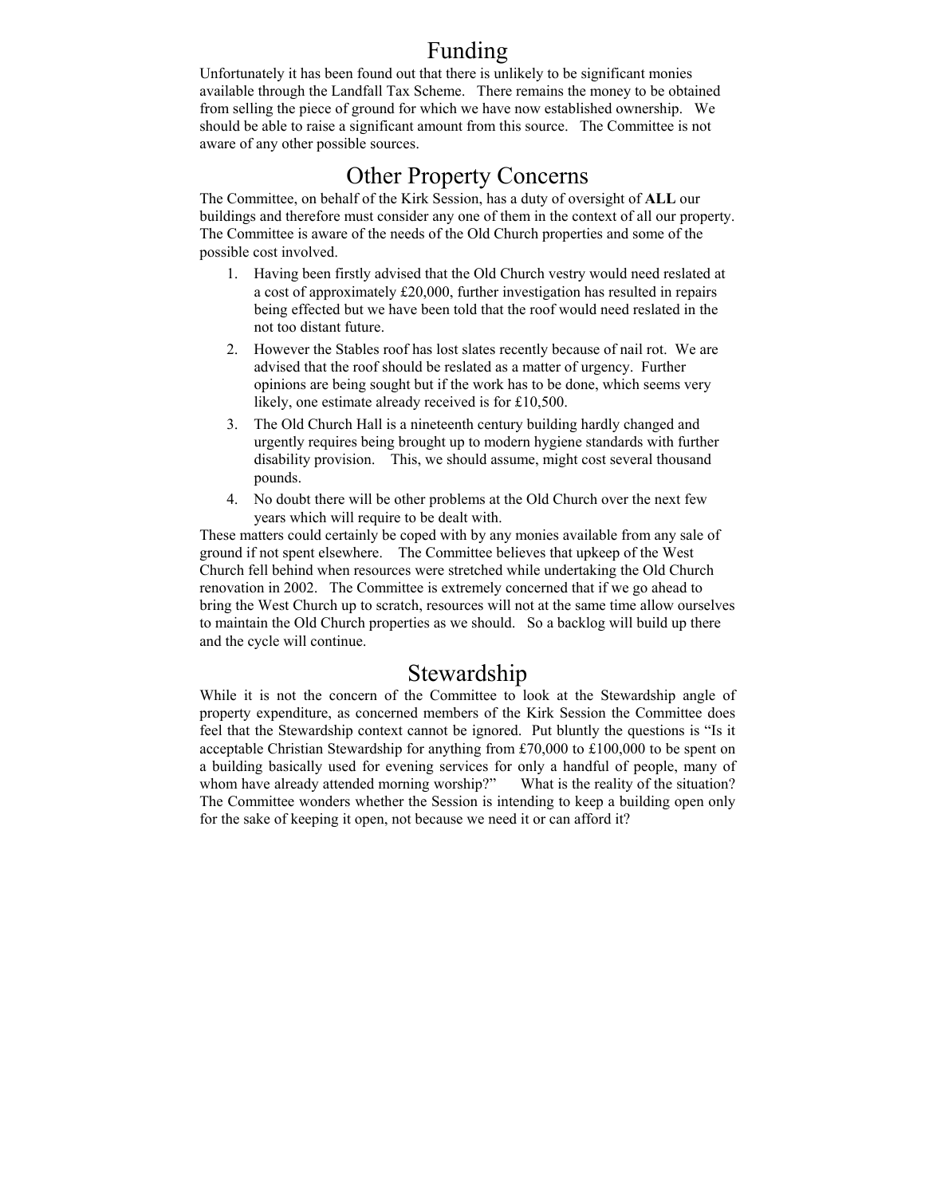## Funding

Unfortunately it has been found out that there is unlikely to be significant monies available through the Landfall Tax Scheme. There remains the money to be obtained from selling the piece of ground for which we have now established ownership. We should be able to raise a significant amount from this source. The Committee is not aware of any other possible sources.

## Other Property Concerns

The Committee, on behalf of the Kirk Session, has a duty of oversight of **ALL** our buildings and therefore must consider any one of them in the context of all our property. The Committee is aware of the needs of the Old Church properties and some of the possible cost involved.

1. Having been firstly advised that the Old Church vestry would need reslated at a cost of approximately £20,000, further investigation has resulted in repairs being effected but we have been told that the roof would need reslated in the not too distant future.
2. However the Stables roof has lost slates recently because of nail rot. We are advised that the roof should be reslated as a matter of urgency. Further opinions are being sought but if the work has to be done, which seems very likely, one estimate already received is for £10,500.
3. The Old Church Hall is a nineteenth century building hardly changed and urgently requires being brought up to modern hygiene standards with further disability provision. This, we should assume, might cost several thousand pounds.
4. No doubt there will be other problems at the Old Church over the next few years which will require to be dealt with.

These matters could certainly be coped with by any monies available from any sale of ground if not spent elsewhere. The Committee believes that upkeep of the West Church fell behind when resources were stretched while undertaking the Old Church renovation in 2002. The Committee is extremely concerned that if we go ahead to bring the West Church up to scratch, resources will not at the same time allow ourselves to maintain the Old Church properties as we should. So a backlog will build up there and the cycle will continue.

## Stewardship

While it is not the concern of the Committee to look at the Stewardship angle of property expenditure, as concerned members of the Kirk Session the Committee does feel that the Stewardship context cannot be ignored. Put bluntly the questions is "Is it acceptable Christian Stewardship for anything from £70,000 to £100,000 to be spent on a building basically used for evening services for only a handful of people, many of whom have already attended morning worship?" What is the reality of the situation? The Committee wonders whether the Session is intending to keep a building open only for the sake of keeping it open, not because we need it or can afford it?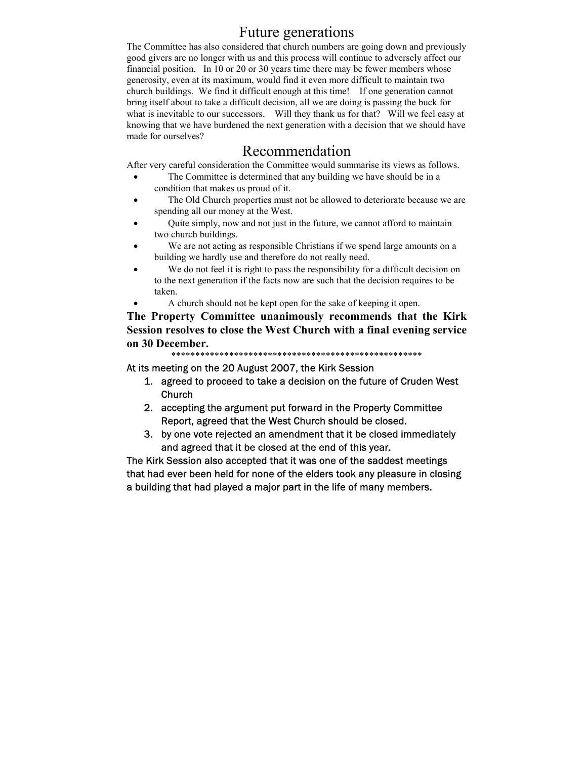## Future generations

The Committee has also considered that church numbers are going down and previously good givers are no longer with us and this process will continue to adversely affect our financial position. In 10 or 20 or 30 years time there may be fewer members whose generosity, even at its maximum, would find it even more difficult to maintain two church buildings. We find it difficult enough at this time! If one generation cannot bring itself about to take a difficult decision, all we are doing is passing the buck for what is inevitable to our successors. Will they thank us for that? Will we feel easy at knowing that we have burdened the next generation with a decision that we should have made for ourselves?

## Recommendation

After very careful consideration the Committee would summarise its views as follows.

- The Committee is determined that any building we have should be in a condition that makes us proud of it.
- The Old Church properties must not be allowed to deteriorate because we are spending all our money at the West.
- Quite simply, now and not just in the future, we cannot afford to maintain two church buildings.
- We are not acting as responsible Christians if we spend large amounts on a building we hardly use and therefore do not really need.
- We do not feel it is right to pass the responsibility for a difficult decision on to the next generation if the facts now are such that the decision requires to be taken.
- A church should not be kept open for the sake of keeping it open.

**The Property Committee unanimously recommends that the Kirk Session resolves to close the West Church with a final evening service on 30 December.**

*****************************************************

At its meeting on the 20 August 2007, the Kirk Session

1. agreed to proceed to take a decision on the future of Cruden West Church
2. accepting the argument put forward in the Property Committee Report, agreed that the West Church should be closed.
3. by one vote rejected an amendment that it be closed immediately and agreed that it be closed at the end of this year.

The Kirk Session also accepted that it was one of the saddest meetings that had ever been held for none of the elders took any pleasure in closing a building that had played a major part in the life of many members.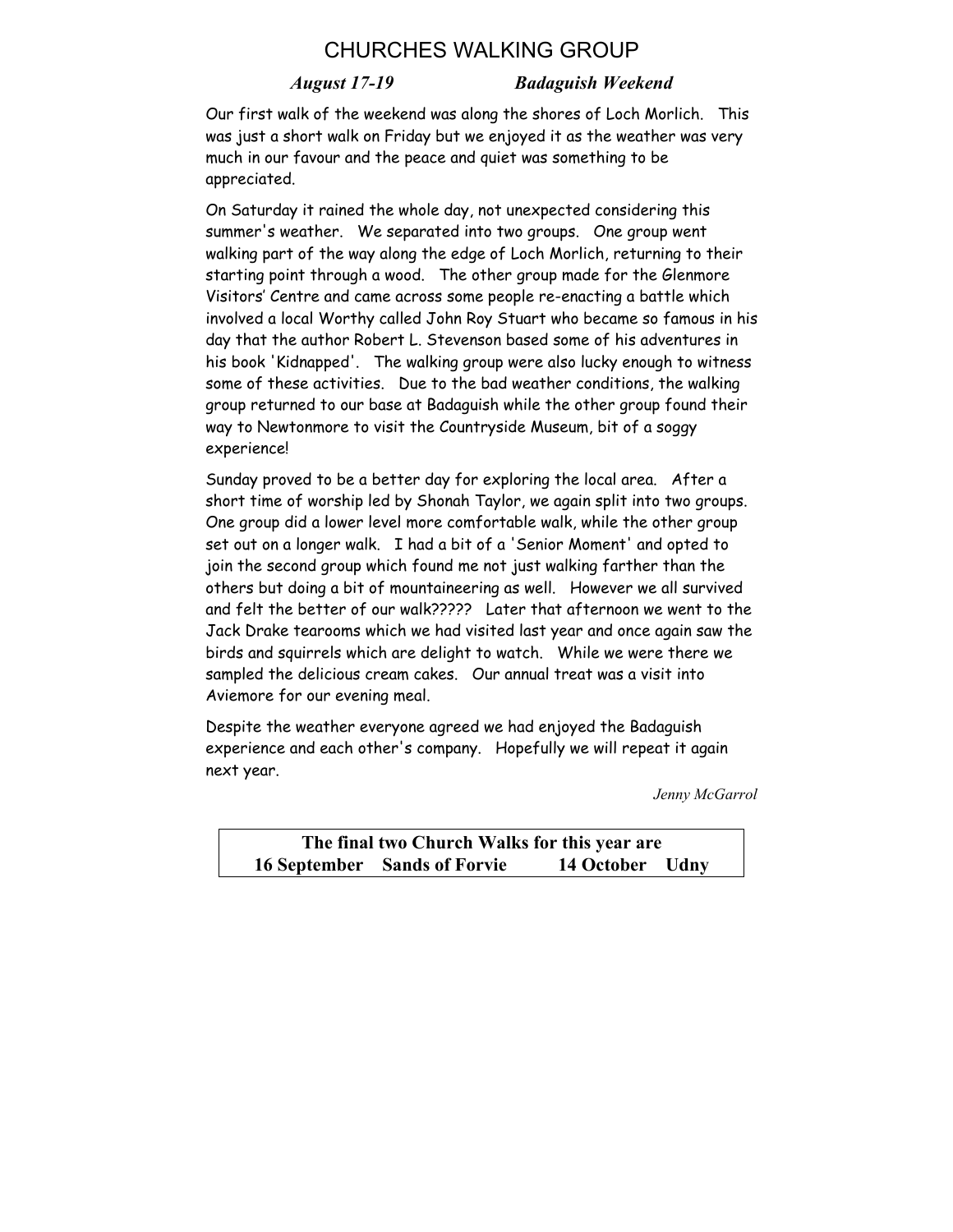# CHURCHES WALKING GROUP

***August 17-19*** ***Badaguish Weekend***

Our first walk of the weekend was along the shores of Loch Morlich. This was just a short walk on Friday but we enjoyed it as the weather was very much in our favour and the peace and quiet was something to be appreciated.

On Saturday it rained the whole day, not unexpected considering this summer's weather. We separated into two groups. One group went walking part of the way along the edge of Loch Morlich, returning to their starting point through a wood. The other group made for the Glenmore Visitors' Centre and came across some people re-enacting a battle which involved a local Worthy called John Roy Stuart who became so famous in his day that the author Robert L. Stevenson based some of his adventures in his book 'Kidnapped'. The walking group were also lucky enough to witness some of these activities. Due to the bad weather conditions, the walking group returned to our base at Badaguish while the other group found their way to Newtonmore to visit the Countryside Museum, bit of a soggy experience!

Sunday proved to be a better day for exploring the local area. After a short time of worship led by Shonah Taylor, we again split into two groups. One group did a lower level more comfortable walk, while the other group set out on a longer walk. I had a bit of a 'Senior Moment' and opted to join the second group which found me not just walking farther than the others but doing a bit of mountaineering as well. However we all survived and felt the better of our walk????? Later that afternoon we went to the Jack Drake tearooms which we had visited last year and once again saw the birds and squirrels which are delight to watch. While we were there we sampled the delicious cream cakes. Our annual treat was a visit into Aviemore for our evening meal.

Despite the weather everyone agreed we had enjoyed the Badaguish experience and each other's company. Hopefully we will repeat it again next year.

*Jenny McGarrol*

**The final two Church Walks for this year are**
**16 September Sands of Forvie 14 October Udny**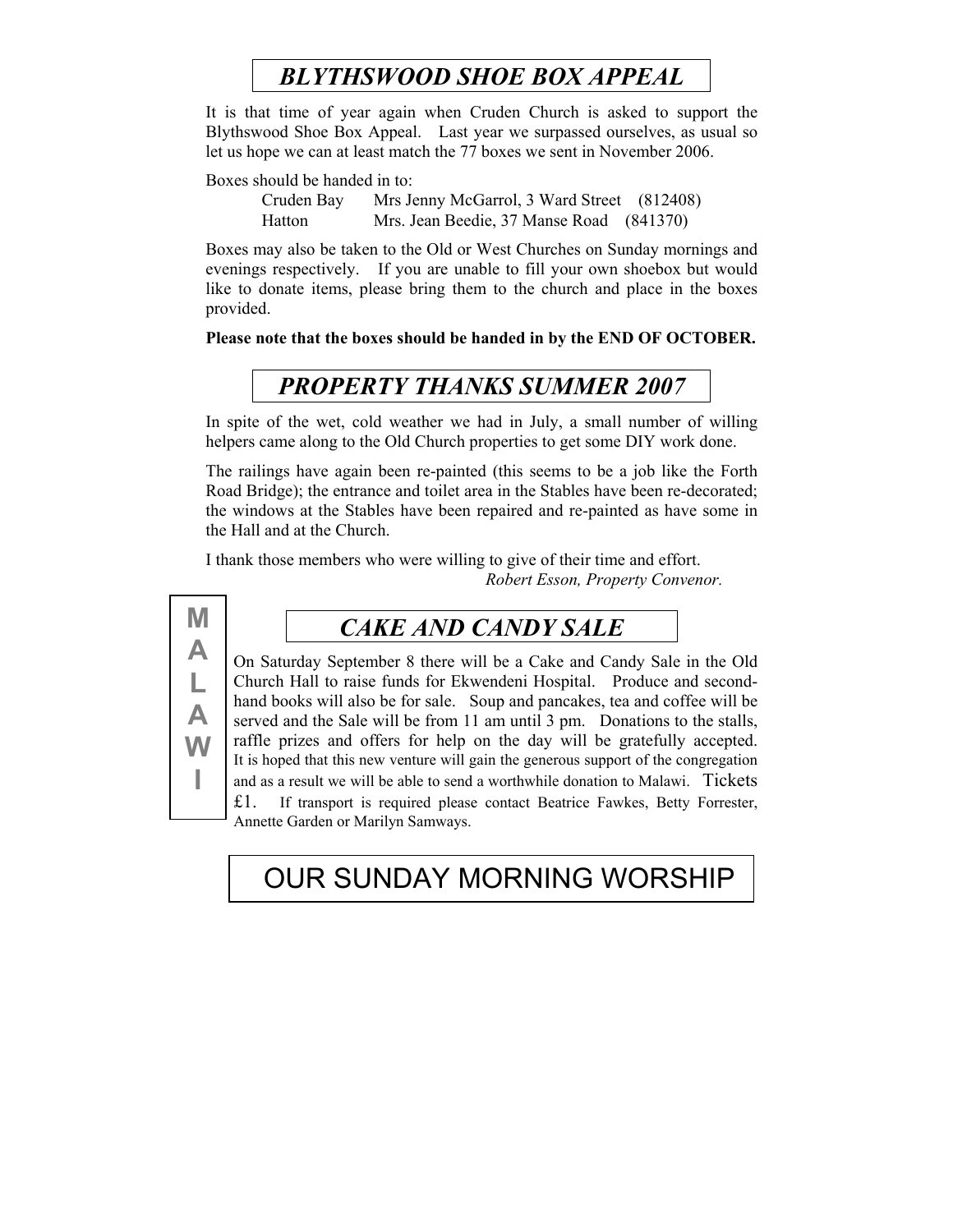## *BLYTHSWOOD SHOE BOX APPEAL*

It is that time of year again when Cruden Church is asked to support the Blythswood Shoe Box Appeal. Last year we surpassed ourselves, as usual so let us hope we can at least match the 77 boxes we sent in November 2006.

Boxes should be handed in to:

| | | |
|---|---|---|
| Cruden Bay | Mrs Jenny McGarrol, 3 Ward Street | (812408) |
| Hatton | Mrs. Jean Beedie, 37 Manse Road | (841370) |

Boxes may also be taken to the Old or West Churches on Sunday mornings and evenings respectively. If you are unable to fill your own shoebox but would like to donate items, please bring them to the church and place in the boxes provided.

**Please note that the boxes should be handed in by the END OF OCTOBER.**

## *PROPERTY THANKS SUMMER 2007*

In spite of the wet, cold weather we had in July, a small number of willing helpers came along to the Old Church properties to get some DIY work done.

The railings have again been re-painted (this seems to be a job like the Forth Road Bridge); the entrance and toilet area in the Stables have been re-decorated; the windows at the Stables have been repaired and re-painted as have some in the Hall and at the Church.

I thank those members who were willing to give of their time and effort.

*Robert Esson, Property Convenor.*

MALAWI

## *CAKE AND CANDY SALE*

On Saturday September 8 there will be a Cake and Candy Sale in the Old Church Hall to raise funds for Ekwendeni Hospital. Produce and second-hand books will also be for sale. Soup and pancakes, tea and coffee will be served and the Sale will be from 11 am until 3 pm. Donations to the stalls, raffle prizes and offers for help on the day will be gratefully accepted. It is hoped that this new venture will gain the generous support of the congregation and as a result we will be able to send a worthwhile donation to Malawi. Tickets £1. If transport is required please contact Beatrice Fawkes, Betty Forrester, Annette Garden or Marilyn Samways.

## OUR SUNDAY MORNING WORSHIP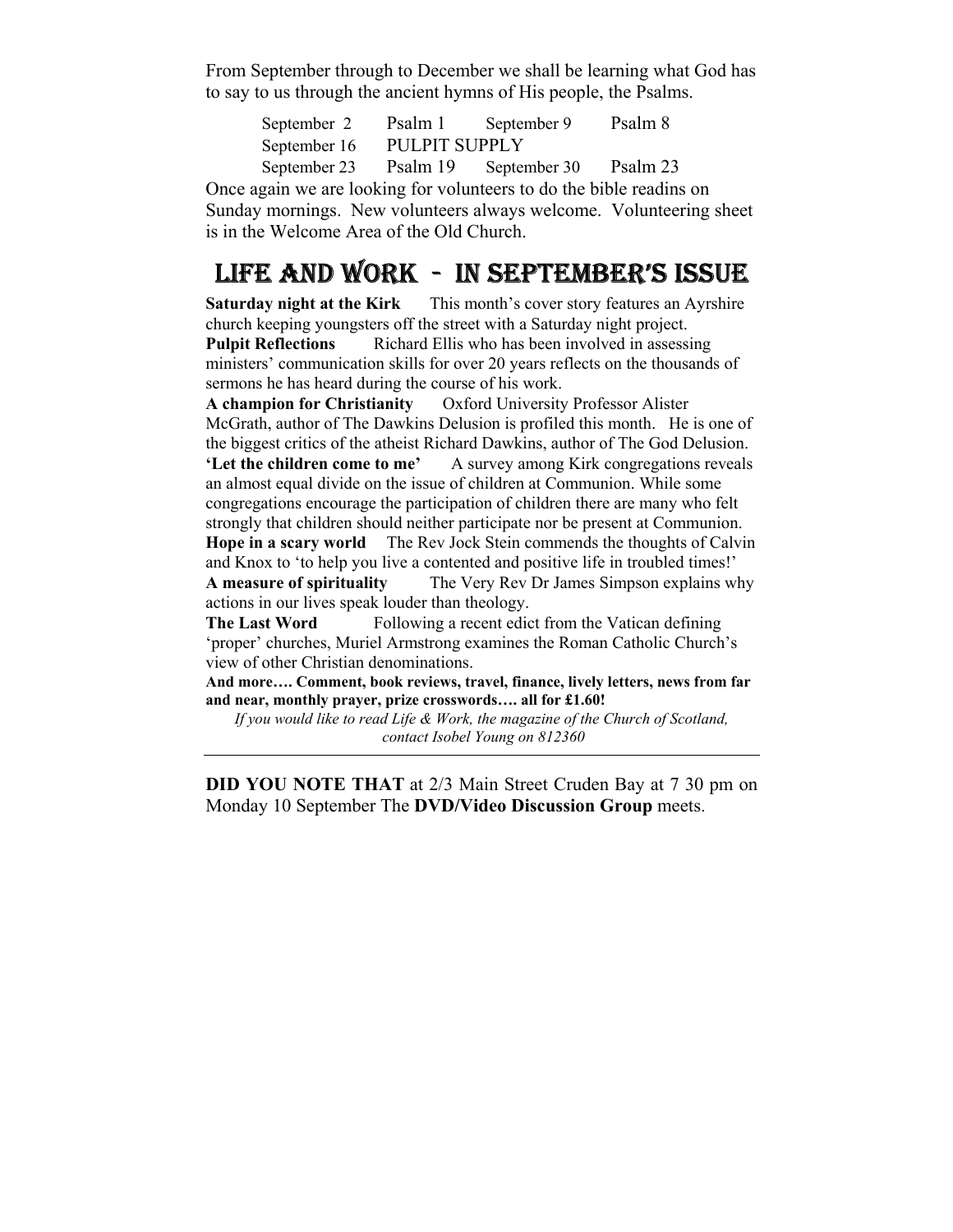From September through to December we shall be learning what God has to say to us through the ancient hymns of His people, the Psalms.

| | | | |
|---|---|---|---|
| September 2 | Psalm 1 | September 9 | Psalm 8 |
| September 16 | PULPIT SUPPLY | | |
| September 23 | Psalm 19 | September 30 | Psalm 23 |

Once again we are looking for volunteers to do the bible readins on Sunday mornings. New volunteers always welcome. Volunteering sheet is in the Welcome Area of the Old Church.

# LIFE AND WORK - IN SEPTEMBER'S ISSUE

**Saturday night at the Kirk** This month's cover story features an Ayrshire church keeping youngsters off the street with a Saturday night project.

**Pulpit Reflections** Richard Ellis who has been involved in assessing ministers' communication skills for over 20 years reflects on the thousands of sermons he has heard during the course of his work.

**A champion for Christianity** Oxford University Professor Alister McGrath, author of The Dawkins Delusion is profiled this month. He is one of the biggest critics of the atheist Richard Dawkins, author of The God Delusion.

**'Let the children come to me'** A survey among Kirk congregations reveals an almost equal divide on the issue of children at Communion. While some congregations encourage the participation of children there are many who felt strongly that children should neither participate nor be present at Communion.

**Hope in a scary world** The Rev Jock Stein commends the thoughts of Calvin and Knox to 'to help you live a contented and positive life in troubled times!'

**A measure of spirituality** The Very Rev Dr James Simpson explains why actions in our lives speak louder than theology.

**The Last Word** Following a recent edict from the Vatican defining 'proper' churches, Muriel Armstrong examines the Roman Catholic Church's view of other Christian denominations.

**And more…. Comment, book reviews, travel, finance, lively letters, news from far and near, monthly prayer, prize crosswords…. all for £1.60!**

*If you would like to read Life & Work, the magazine of the Church of Scotland, contact Isobel Young on 812360*

---

**DID YOU NOTE THAT** at 2/3 Main Street Cruden Bay at 7 30 pm on Monday 10 September The **DVD/Video Discussion Group** meets.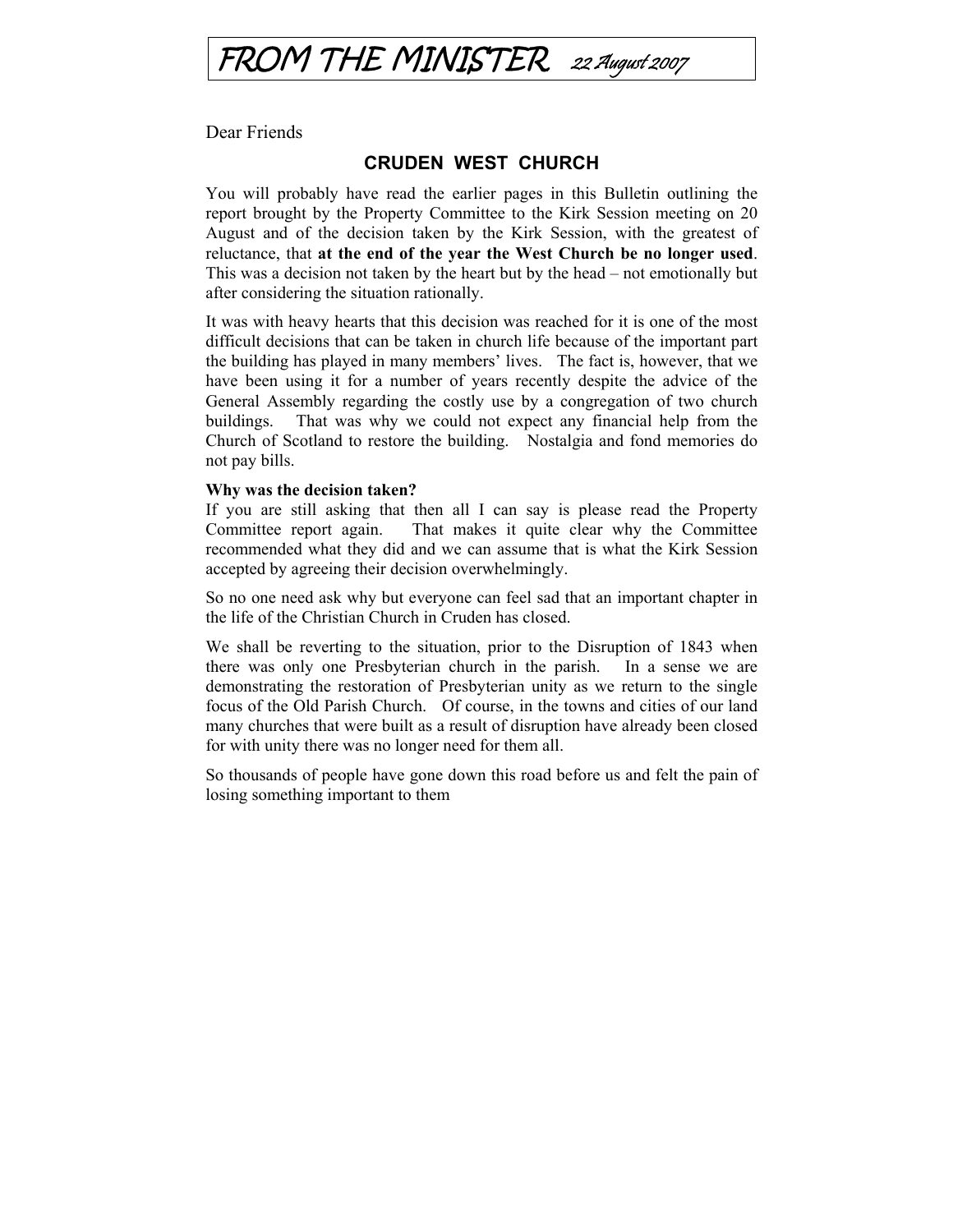# FROM THE MINISTER *22 August 2007*

Dear Friends

## CRUDEN WEST CHURCH

You will probably have read the earlier pages in this Bulletin outlining the report brought by the Property Committee to the Kirk Session meeting on 20 August and of the decision taken by the Kirk Session, with the greatest of reluctance, that **at the end of the year the West Church be no longer used**. This was a decision not taken by the heart but by the head – not emotionally but after considering the situation rationally.

It was with heavy hearts that this decision was reached for it is one of the most difficult decisions that can be taken in church life because of the important part the building has played in many members' lives. The fact is, however, that we have been using it for a number of years recently despite the advice of the General Assembly regarding the costly use by a congregation of two church buildings. That was why we could not expect any financial help from the Church of Scotland to restore the building. Nostalgia and fond memories do not pay bills.

**Why was the decision taken?**
If you are still asking that then all I can say is please read the Property Committee report again. That makes it quite clear why the Committee recommended what they did and we can assume that is what the Kirk Session accepted by agreeing their decision overwhelmingly.

So no one need ask why but everyone can feel sad that an important chapter in the life of the Christian Church in Cruden has closed.

We shall be reverting to the situation, prior to the Disruption of 1843 when there was only one Presbyterian church in the parish. In a sense we are demonstrating the restoration of Presbyterian unity as we return to the single focus of the Old Parish Church. Of course, in the towns and cities of our land many churches that were built as a result of disruption have already been closed for with unity there was no longer need for them all.

So thousands of people have gone down this road before us and felt the pain of losing something important to them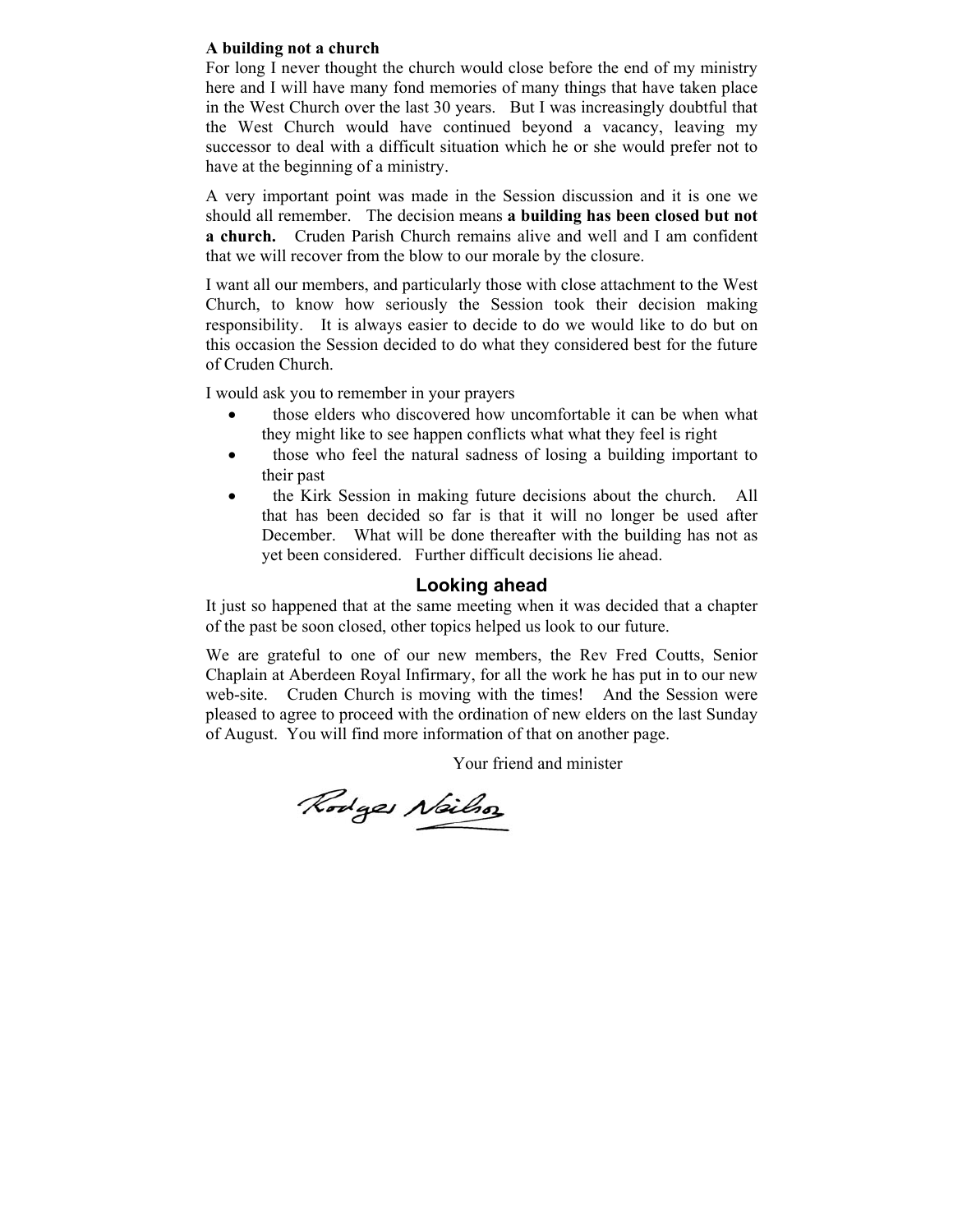**A building not a church**

For long I never thought the church would close before the end of my ministry here and I will have many fond memories of many things that have taken place in the West Church over the last 30 years. But I was increasingly doubtful that the West Church would have continued beyond a vacancy, leaving my successor to deal with a difficult situation which he or she would prefer not to have at the beginning of a ministry.

A very important point was made in the Session discussion and it is one we should all remember. The decision means **a building has been closed but not a church.** Cruden Parish Church remains alive and well and I am confident that we will recover from the blow to our morale by the closure.

I want all our members, and particularly those with close attachment to the West Church, to know how seriously the Session took their decision making responsibility. It is always easier to decide to do we would like to do but on this occasion the Session decided to do what they considered best for the future of Cruden Church.

I would ask you to remember in your prayers

- those elders who discovered how uncomfortable it can be when what they might like to see happen conflicts what what they feel is right
- those who feel the natural sadness of losing a building important to their past
- the Kirk Session in making future decisions about the church. All that has been decided so far is that it will no longer be used after December. What will be done thereafter with the building has not as yet been considered. Further difficult decisions lie ahead.

## Looking ahead

It just so happened that at the same meeting when it was decided that a chapter of the past be soon closed, other topics helped us look to our future.

We are grateful to one of our new members, the Rev Fred Coutts, Senior Chaplain at Aberdeen Royal Infirmary, for all the work he has put in to our new web-site. Cruden Church is moving with the times! And the Session were pleased to agree to proceed with the ordination of new elders on the last Sunday of August. You will find more information of that on another page.

Your friend and minister

Rodger Neilson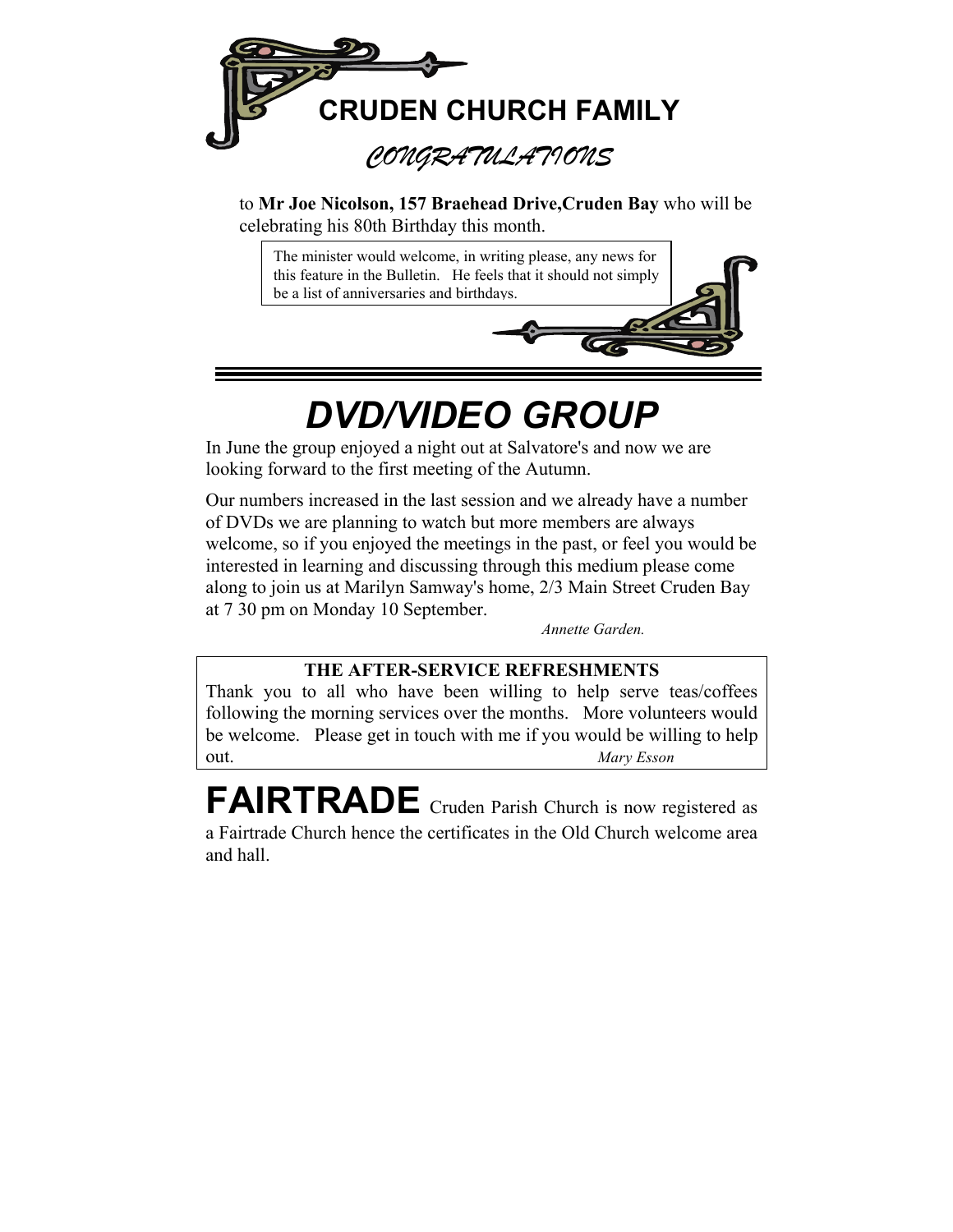# CRUDEN CHURCH FAMILY

## *CONGRATULATIONS*

to **Mr Joe Nicolson, 157 Braehead Drive,Cruden Bay** who will be celebrating his 80th Birthday this month.

> The minister would welcome, in writing please, any news for this feature in the Bulletin. He feels that it should not simply be a list of anniversaries and birthdays.

---

# *DVD/VIDEO GROUP*

In June the group enjoyed a night out at Salvatore's and now we are looking forward to the first meeting of the Autumn.

Our numbers increased in the last session and we already have a number of DVDs we are planning to watch but more members are always welcome, so if you enjoyed the meetings in the past, or feel you would be interested in learning and discussing through this medium please come along to join us at Marilyn Samway's home, 2/3 Main Street Cruden Bay at 7 30 pm on Monday 10 September.

*Annette Garden.*

### THE AFTER-SERVICE REFRESHMENTS

Thank you to all who have been willing to help serve teas/coffees following the morning services over the months. More volunteers would be welcome. Please get in touch with me if you would be willing to help out.

*Mary Esson*

**FAIRTRADE** Cruden Parish Church is now registered as a Fairtrade Church hence the certificates in the Old Church welcome area and hall.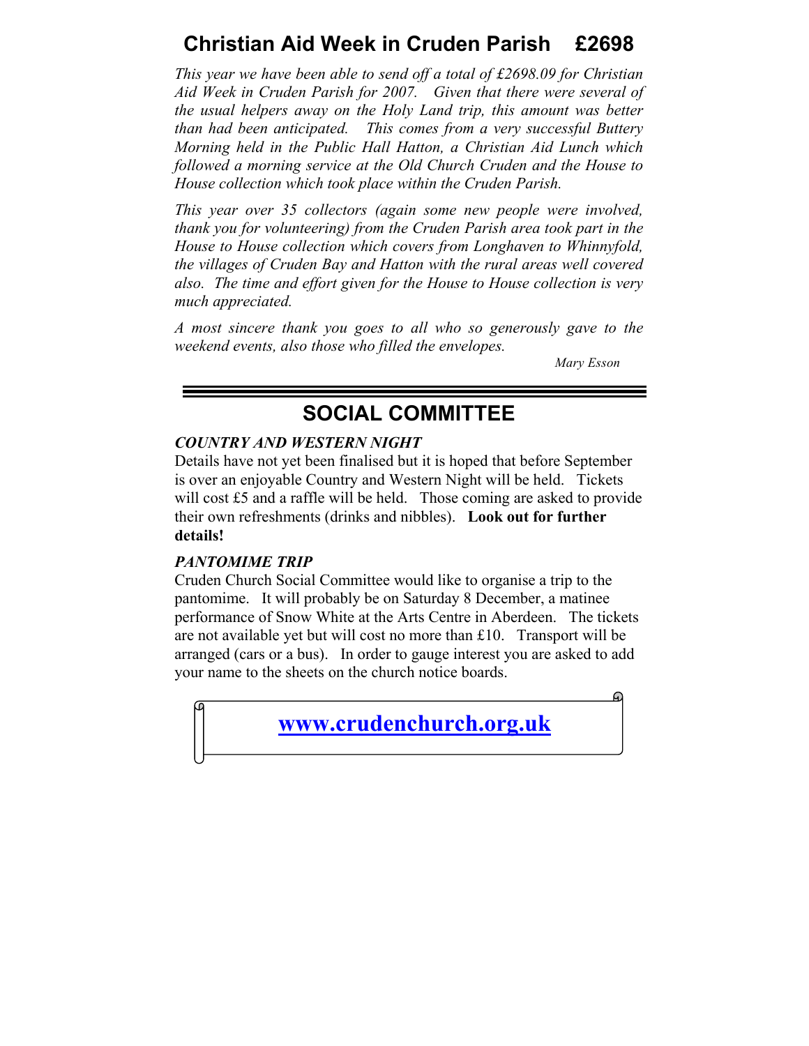## Christian Aid Week in Cruden Parish £2698

*This year we have been able to send off a total of £2698.09 for Christian Aid Week in Cruden Parish for 2007. Given that there were several of the usual helpers away on the Holy Land trip, this amount was better than had been anticipated. This comes from a very successful Buttery Morning held in the Public Hall Hatton, a Christian Aid Lunch which followed a morning service at the Old Church Cruden and the House to House collection which took place within the Cruden Parish.*

*This year over 35 collectors (again some new people were involved, thank you for volunteering) from the Cruden Parish area took part in the House to House collection which covers from Longhaven to Whinnyfold, the villages of Cruden Bay and Hatton with the rural areas well covered also. The time and effort given for the House to House collection is very much appreciated.*

*A most sincere thank you goes to all who so generously gave to the weekend events, also those who filled the envelopes.*

*Mary Esson*

---

## SOCIAL COMMITTEE

***COUNTRY AND WESTERN NIGHT***

Details have not yet been finalised but it is hoped that before September is over an enjoyable Country and Western Night will be held. Tickets will cost £5 and a raffle will be held. Those coming are asked to provide their own refreshments (drinks and nibbles). **Look out for further details!**

***PANTOMIME TRIP***

Cruden Church Social Committee would like to organise a trip to the pantomime. It will probably be on Saturday 8 December, a matinee performance of Snow White at the Arts Centre in Aberdeen. The tickets are not available yet but will cost no more than £10. Transport will be arranged (cars or a bus). In order to gauge interest you are asked to add your name to the sheets on the church notice boards.

**www.crudenchurch.org.uk**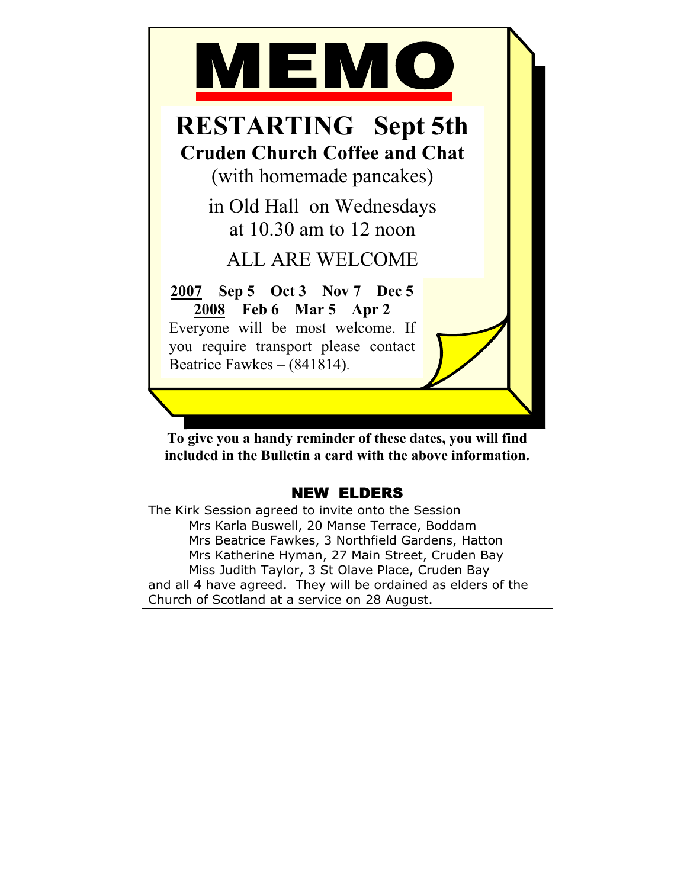# MEMO

## RESTARTING Sept 5th

**Cruden Church Coffee and Chat**

(with homemade pancakes)

in Old Hall on Wednesdays
at 10.30 am to 12 noon

ALL ARE WELCOME

**2007 Sep 5 Oct 3 Nov 7 Dec 5**
**2008 Feb 6 Mar 5 Apr 2**

Everyone will be most welcome. If you require transport please contact Beatrice Fawkes – (841814).

**To give you a handy reminder of these dates, you will find included in the Bulletin a card with the above information.**

## NEW ELDERS

The Kirk Session agreed to invite onto the Session

- Mrs Karla Buswell, 20 Manse Terrace, Boddam
- Mrs Beatrice Fawkes, 3 Northfield Gardens, Hatton
- Mrs Katherine Hyman, 27 Main Street, Cruden Bay
- Miss Judith Taylor, 3 St Olave Place, Cruden Bay

and all 4 have agreed. They will be ordained as elders of the Church of Scotland at a service on 28 August.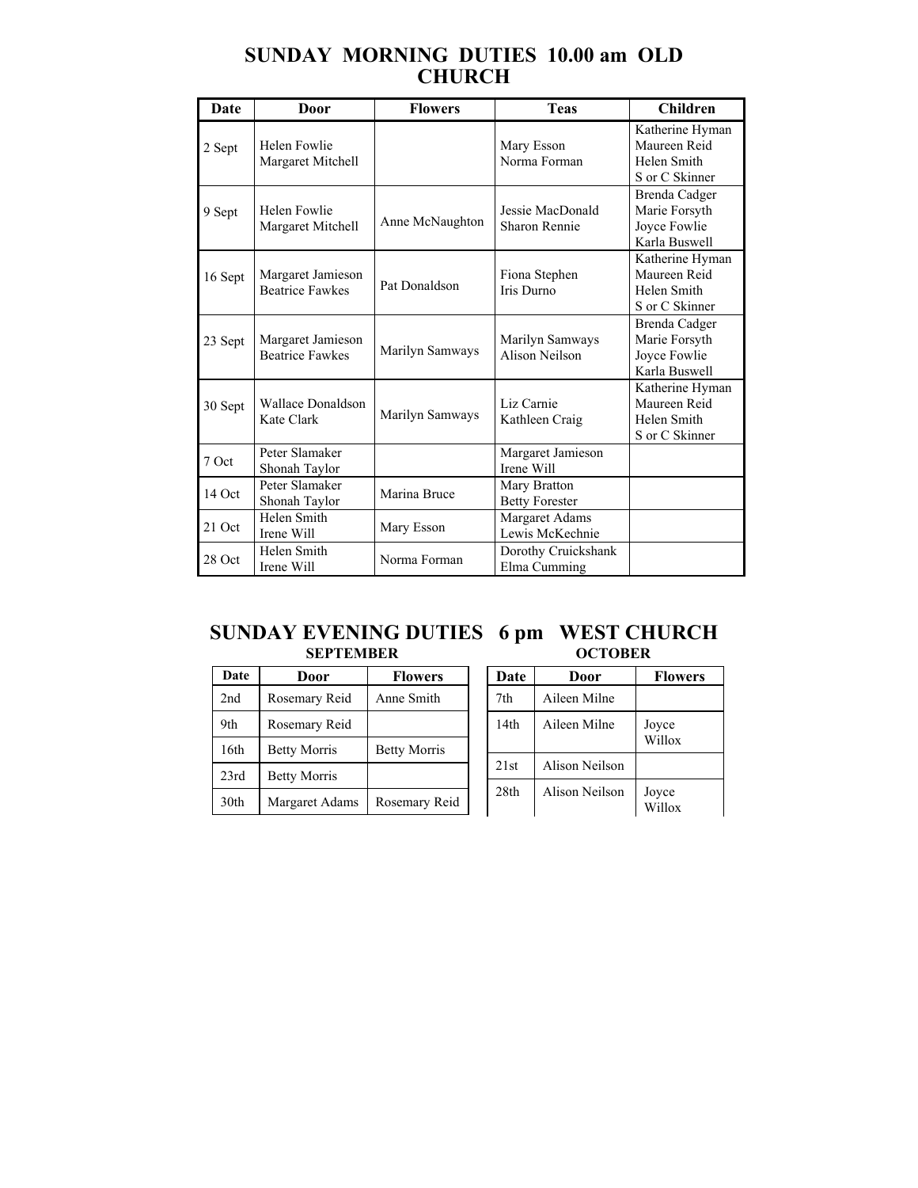# SUNDAY MORNING DUTIES 10.00 am OLD CHURCH

| Date | Door | Flowers | Teas | Children |
|---|---|---|---|---|
| 2 Sept | Helen Fowlie<br>Margaret Mitchell | | Mary Esson<br>Norma Forman | Katherine Hyman<br>Maureen Reid<br>Helen Smith<br>S or C Skinner |
| 9 Sept | Helen Fowlie<br>Margaret Mitchell | Anne McNaughton | Jessie MacDonald<br>Sharon Rennie | Brenda Cadger<br>Marie Forsyth<br>Joyce Fowlie<br>Karla Buswell |
| 16 Sept | Margaret Jamieson<br>Beatrice Fawkes | Pat Donaldson | Fiona Stephen<br>Iris Durno | Katherine Hyman<br>Maureen Reid<br>Helen Smith<br>S or C Skinner |
| 23 Sept | Margaret Jamieson<br>Beatrice Fawkes | Marilyn Samways | Marilyn Samways<br>Alison Neilson | Brenda Cadger<br>Marie Forsyth<br>Joyce Fowlie<br>Karla Buswell |
| 30 Sept | Wallace Donaldson<br>Kate Clark | Marilyn Samways | Liz Carnie<br>Kathleen Craig | Katherine Hyman<br>Maureen Reid<br>Helen Smith<br>S or C Skinner |
| 7 Oct | Peter Slamaker<br>Shonah Taylor | | Margaret Jamieson<br>Irene Will | |
| 14 Oct | Peter Slamaker<br>Shonah Taylor | Marina Bruce | Mary Bratton<br>Betty Forester | |
| 21 Oct | Helen Smith<br>Irene Will | Mary Esson | Margaret Adams<br>Lewis McKechnie | |
| 28 Oct | Helen Smith<br>Irene Will | Norma Forman | Dorothy Cruickshank<br>Elma Cumming | |

# SUNDAY EVENING DUTIES 6 pm WEST CHURCH

**SEPTEMBER**

| Date | Door | Flowers |
|---|---|---|
| 2nd | Rosemary Reid | Anne Smith |
| 9th | Rosemary Reid | |
| 16th | Betty Morris | Betty Morris |
| 23rd | Betty Morris | |
| 30th | Margaret Adams | Rosemary Reid |

**OCTOBER**

| Date | Door | Flowers |
|---|---|---|
| 7th | Aileen Milne | |
| 14th | Aileen Milne | Joyce Willox |
| 21st | Alison Neilson | |
| 28th | Alison Neilson | Joyce Willox |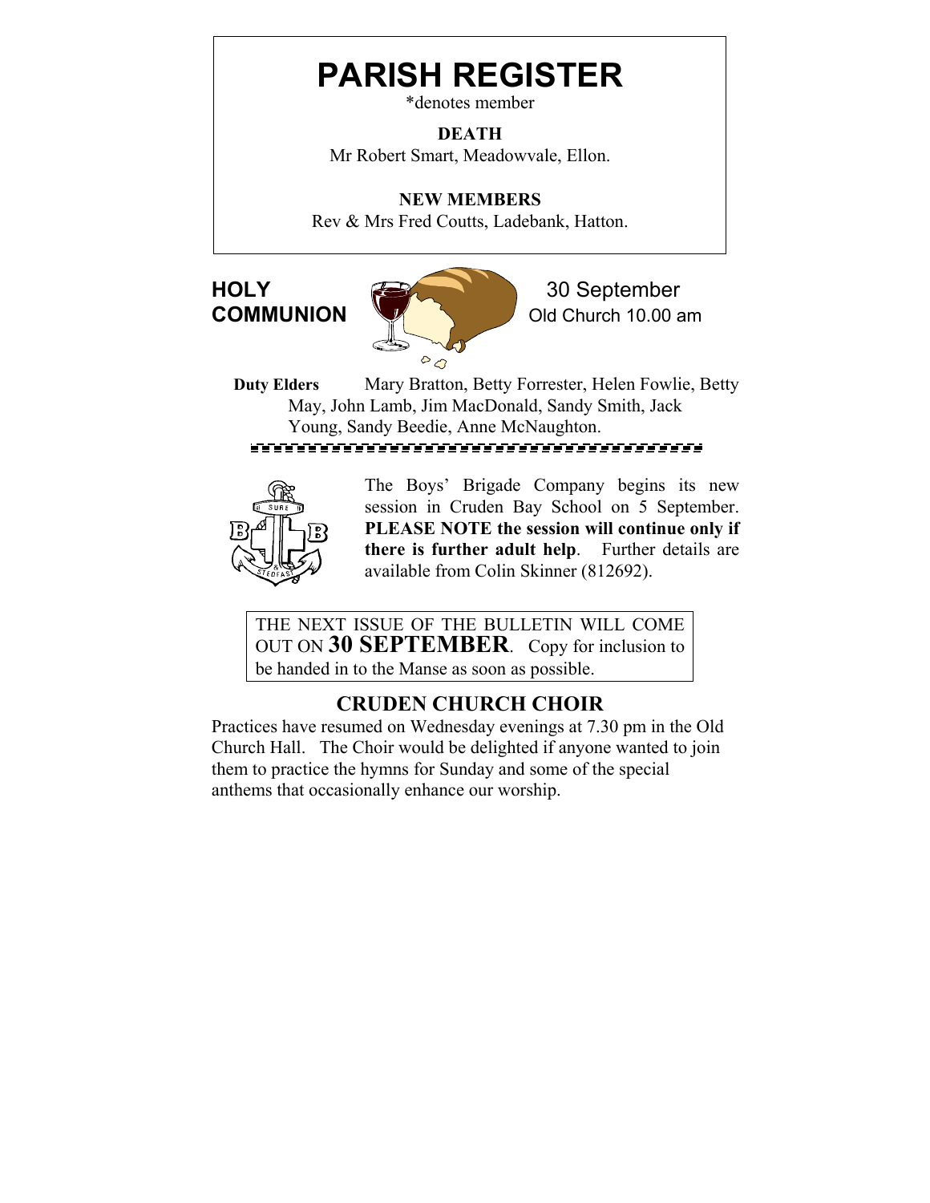# PARISH REGISTER

*denotes member

**DEATH**

Mr Robert Smart, Meadowvale, Ellon.

**NEW MEMBERS**

Rev & Mrs Fred Coutts, Ladebank, Hatton.

## HOLY COMMUNION

30 September

Old Church 10.00 am

**Duty Elders** Mary Bratton, Betty Forrester, Helen Fowlie, Betty May, John Lamb, Jim MacDonald, Sandy Smith, Jack Young, Sandy Beedie, Anne McNaughton.

---

The Boys' Brigade Company begins its new session in Cruden Bay School on 5 September. **PLEASE NOTE the session will continue only if there is further adult help**. Further details are available from Colin Skinner (812692).

THE NEXT ISSUE OF THE BULLETIN WILL COME OUT ON **30 SEPTEMBER**. Copy for inclusion to be handed in to the Manse as soon as possible.

## CRUDEN CHURCH CHOIR

Practices have resumed on Wednesday evenings at 7.30 pm in the Old Church Hall. The Choir would be delighted if anyone wanted to join them to practice the hymns for Sunday and some of the special anthems that occasionally enhance our worship.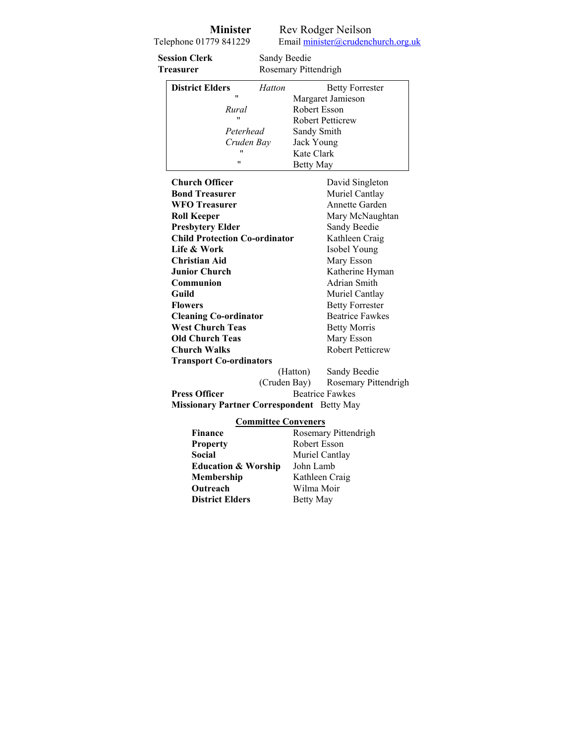**Minister** Rev Rodger Neilson
Telephone 01779 841229 Email minister@crudenchurch.org.uk

| | |
|---|---|
| **Session Clerk** | Sandy Beedie |
| **Treasurer** | Rosemary Pittendrigh |

| | | |
|---|---|---|
| **District Elders** | *Hatton* | Betty Forrester |
| | " | Margaret Jamieson |
| | *Rural* | Robert Esson |
| | " | Robert Petticrew |
| | *Peterhead* | Sandy Smith |
| | *Cruden Bay* | Jack Young |
| | " | Kate Clark |
| | " | Betty May |

| | |
|---|---|
| **Church Officer** | David Singleton |
| **Bond Treasurer** | Muriel Cantlay |
| **WFO Treasurer** | Annette Garden |
| **Roll Keeper** | Mary McNaughtan |
| **Presbytery Elder** | Sandy Beedie |
| **Child Protection Co-ordinator** | Kathleen Craig |
| **Life & Work** | Isobel Young |
| **Christian Aid** | Mary Esson |
| **Junior Church** | Katherine Hyman |
| **Communion** | Adrian Smith |
| **Guild** | Muriel Cantlay |
| **Flowers** | Betty Forrester |
| **Cleaning Co-ordinator** | Beatrice Fawkes |
| **West Church Teas** | Betty Morris |
| **Old Church Teas** | Mary Esson |
| **Church Walks** | Robert Petticrew |
| **Transport Co-ordinators** | |
| (Hatton) | Sandy Beedie |
| (Cruden Bay) | Rosemary Pittendrigh |
| **Press Officer** | Beatrice Fawkes |
| **Missionary Partner Correspondent** | Betty May |

## Committee Conveners

| | |
|---|---|
| **Finance** | Rosemary Pittendrigh |
| **Property** | Robert Esson |
| **Social** | Muriel Cantlay |
| **Education & Worship** | John Lamb |
| **Membership** | Kathleen Craig |
| **Outreach** | Wilma Moir |
| **District Elders** | Betty May |